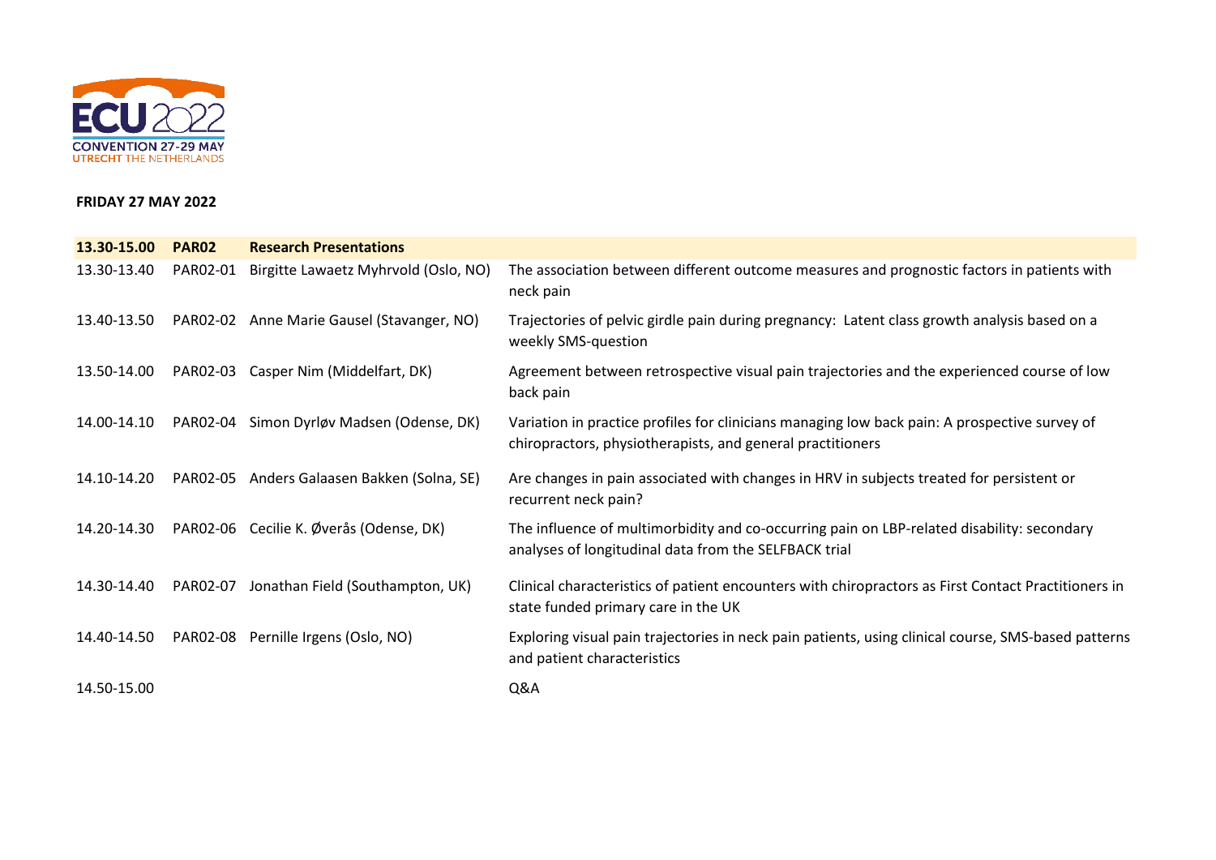ECU 2022
CONVENTION 27-29 MAY
UTRECHT THE NETHERLANDS

**FRIDAY 27 MAY 2022**

| **13.30-15.00** | **PAR02** | **Research Presentations** | |
|---|---|---|---|
| 13.30-13.40 | PAR02-01 | Birgitte Lawaetz Myhrvold (Oslo, NO) | The association between different outcome measures and prognostic factors in patients with neck pain |
| 13.40-13.50 | PAR02-02 | Anne Marie Gausel (Stavanger, NO) | Trajectories of pelvic girdle pain during pregnancy: Latent class growth analysis based on a weekly SMS-question |
| 13.50-14.00 | PAR02-03 | Casper Nim (Middelfart, DK) | Agreement between retrospective visual pain trajectories and the experienced course of low back pain |
| 14.00-14.10 | PAR02-04 | Simon Dyrløv Madsen (Odense, DK) | Variation in practice profiles for clinicians managing low back pain: A prospective survey of chiropractors, physiotherapists, and general practitioners |
| 14.10-14.20 | PAR02-05 | Anders Galaasen Bakken (Solna, SE) | Are changes in pain associated with changes in HRV in subjects treated for persistent or recurrent neck pain? |
| 14.20-14.30 | PAR02-06 | Cecilie K. Øverås (Odense, DK) | The influence of multimorbidity and co-occurring pain on LBP-related disability: secondary analyses of longitudinal data from the SELFBACK trial |
| 14.30-14.40 | PAR02-07 | Jonathan Field (Southampton, UK) | Clinical characteristics of patient encounters with chiropractors as First Contact Practitioners in state funded primary care in the UK |
| 14.40-14.50 | PAR02-08 | Pernille Irgens (Oslo, NO) | Exploring visual pain trajectories in neck pain patients, using clinical course, SMS-based patterns and patient characteristics |
| 14.50-15.00 | | | Q&A |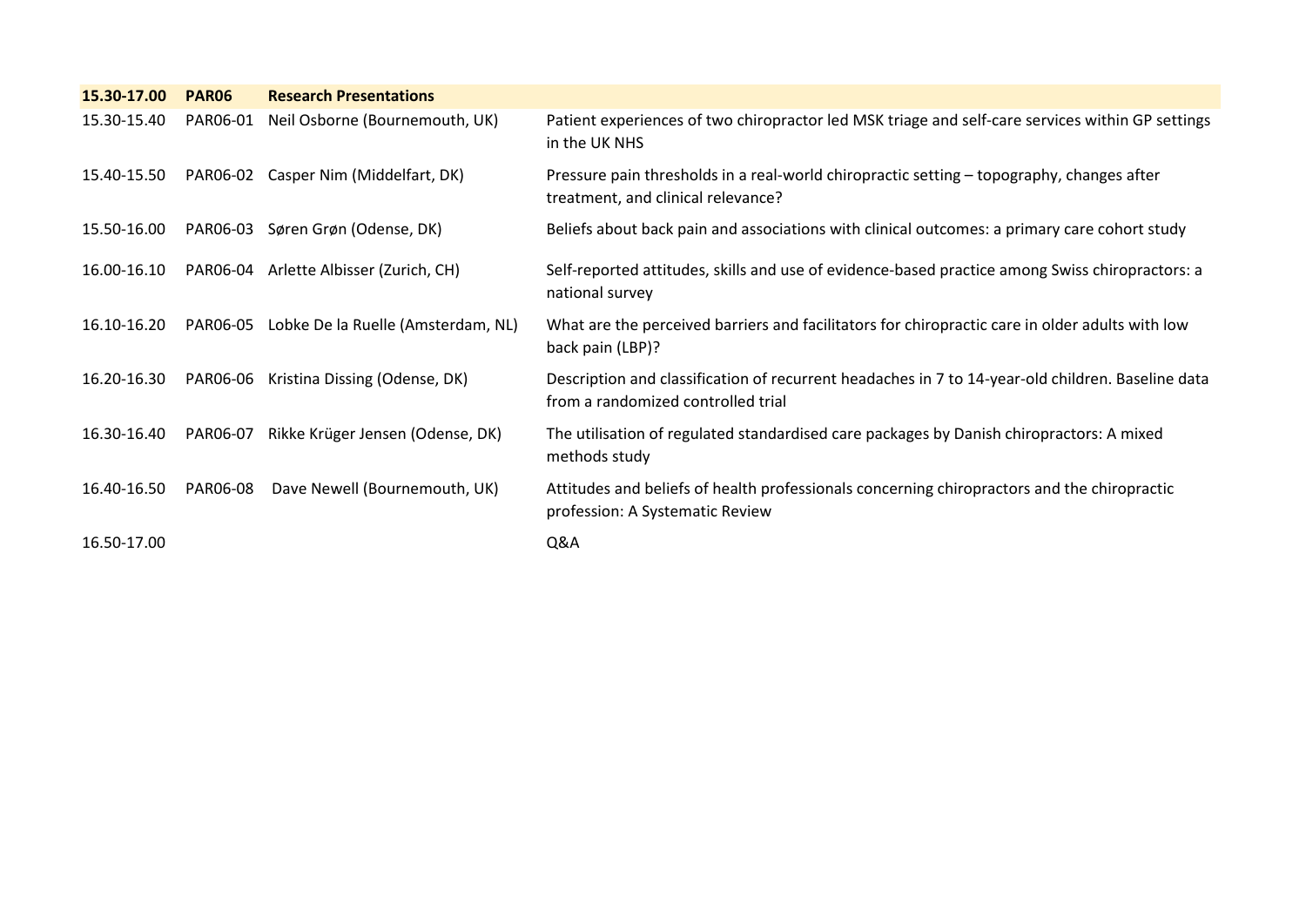| 15.30-17.00 | PAR06 | Research Presentations | |
| --- | --- | --- | --- |
| 15.30-15.40 | PAR06-01 | Neil Osborne (Bournemouth, UK) | Patient experiences of two chiropractor led MSK triage and self-care services within GP settings in the UK NHS |
| 15.40-15.50 | PAR06-02 | Casper Nim (Middelfart, DK) | Pressure pain thresholds in a real-world chiropractic setting – topography, changes after treatment, and clinical relevance? |
| 15.50-16.00 | PAR06-03 | Søren Grøn (Odense, DK) | Beliefs about back pain and associations with clinical outcomes: a primary care cohort study |
| 16.00-16.10 | PAR06-04 | Arlette Albisser (Zurich, CH) | Self-reported attitudes, skills and use of evidence-based practice among Swiss chiropractors: a national survey |
| 16.10-16.20 | PAR06-05 | Lobke De la Ruelle (Amsterdam, NL) | What are the perceived barriers and facilitators for chiropractic care in older adults with low back pain (LBP)? |
| 16.20-16.30 | PAR06-06 | Kristina Dissing (Odense, DK) | Description and classification of recurrent headaches in 7 to 14-year-old children. Baseline data from a randomized controlled trial |
| 16.30-16.40 | PAR06-07 | Rikke Krüger Jensen (Odense, DK) | The utilisation of regulated standardised care packages by Danish chiropractors: A mixed methods study |
| 16.40-16.50 | PAR06-08 | Dave Newell (Bournemouth, UK) | Attitudes and beliefs of health professionals concerning chiropractors and the chiropractic profession: A Systematic Review |
| 16.50-17.00 | | | Q&A |